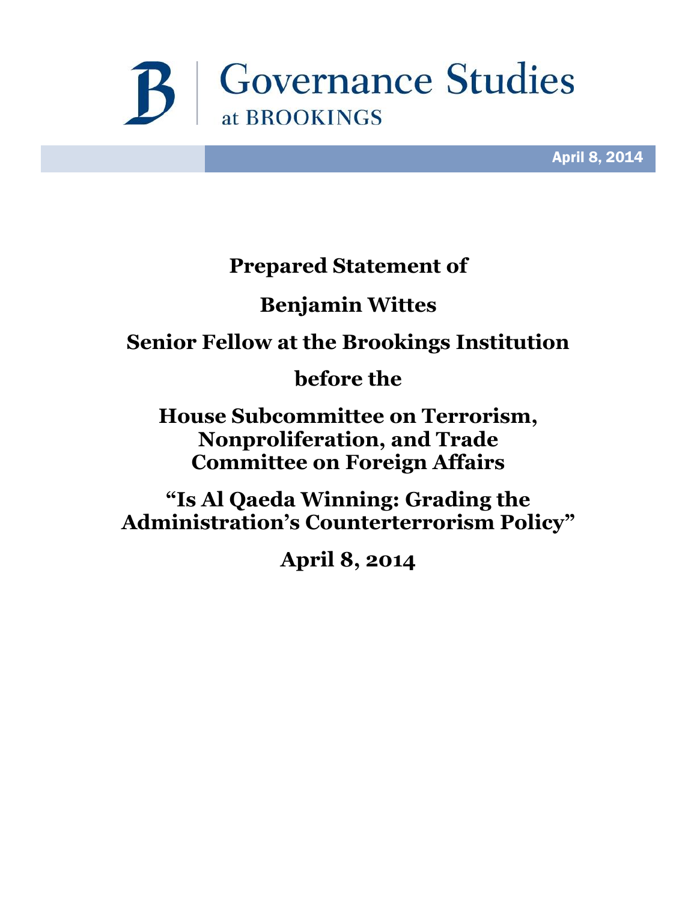# Governance Studies at BROOKINGS

April 8, 2014

**Prepared Statement of**

**Benjamin Wittes**

**Senior Fellow at the Brookings Institution**

**before the**

**House Subcommittee on Terrorism, Nonproliferation, and Trade Committee on Foreign Affairs**

**"Is Al Qaeda Winning: Grading the Administration's Counterterrorism Policy"**

**April 8, 2014**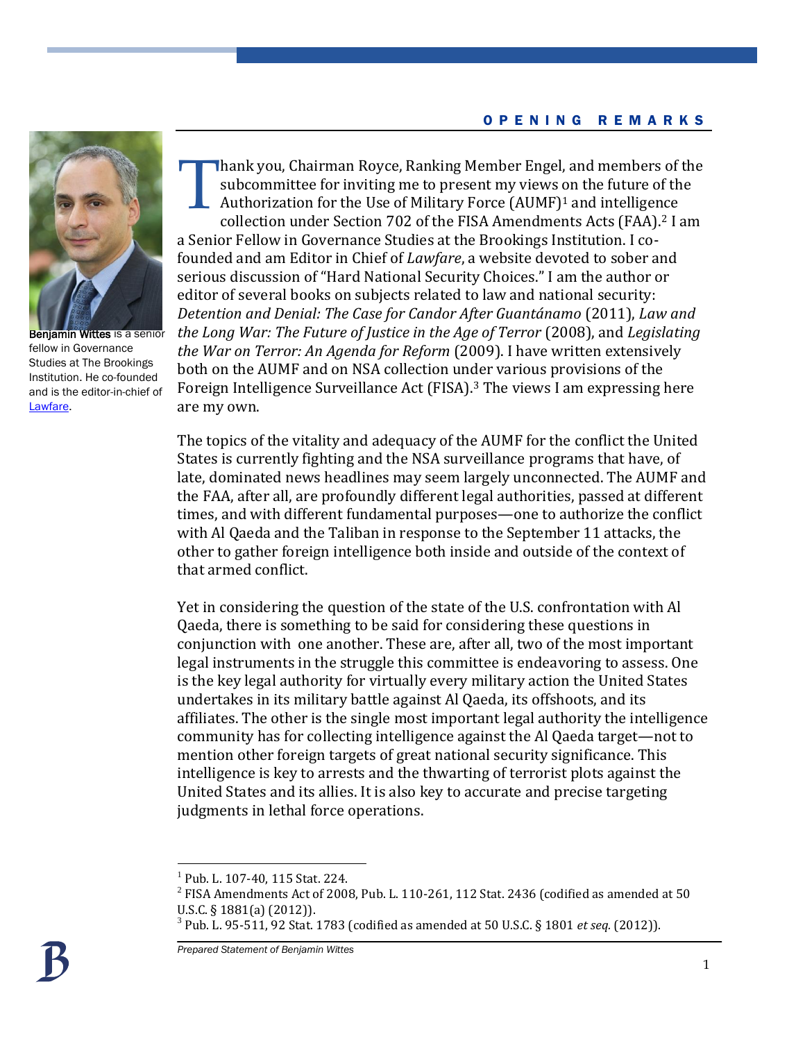## OPENING REMARKS

Benjamin Wittes is a senior fellow in Governance Studies at The Brookings Institution. He co-founded and is the editor-in-chief of Lawfare.

Thank you, Chairman Royce, Ranking Member Engel, and members of the subcommittee for inviting me to present my views on the future of the Authorization for the Use of Military Force (AUMF)[1] and intelligence collection under Section 702 of the FISA Amendments Acts (FAA).[2] I am a Senior Fellow in Governance Studies at the Brookings Institution. I co-founded and am Editor in Chief of *Lawfare*, a website devoted to sober and serious discussion of "Hard National Security Choices." I am the author or editor of several books on subjects related to law and national security: *Detention and Denial: The Case for Candor After Guantánamo* (2011), *Law and the Long War: The Future of Justice in the Age of Terror* (2008), and *Legislating the War on Terror: An Agenda for Reform* (2009). I have written extensively both on the AUMF and on NSA collection under various provisions of the Foreign Intelligence Surveillance Act (FISA).[3] The views I am expressing here are my own.

The topics of the vitality and adequacy of the AUMF for the conflict the United States is currently fighting and the NSA surveillance programs that have, of late, dominated news headlines may seem largely unconnected. The AUMF and the FAA, after all, are profoundly different legal authorities, passed at different times, and with different fundamental purposes—one to authorize the conflict with Al Qaeda and the Taliban in response to the September 11 attacks, the other to gather foreign intelligence both inside and outside of the context of that armed conflict.

Yet in considering the question of the state of the U.S. confrontation with Al Qaeda, there is something to be said for considering these questions in conjunction with one another. These are, after all, two of the most important legal instruments in the struggle this committee is endeavoring to assess. One is the key legal authority for virtually every military action the United States undertakes in its military battle against Al Qaeda, its offshoots, and its affiliates. The other is the single most important legal authority the intelligence community has for collecting intelligence against the Al Qaeda target—not to mention other foreign targets of great national security significance. This intelligence is key to arrests and the thwarting of terrorist plots against the United States and its allies. It is also key to accurate and precise targeting judgments in lethal force operations.

---

[1] Pub. L. 107-40, 115 Stat. 224.

[2] FISA Amendments Act of 2008, Pub. L. 110-261, 112 Stat. 2436 (codified as amended at 50 U.S.C. § 1881(a) (2012)).

[3] Pub. L. 95-511, 92 Stat. 1783 (codified as amended at 50 U.S.C. § 1801 *et seq.* (2012)).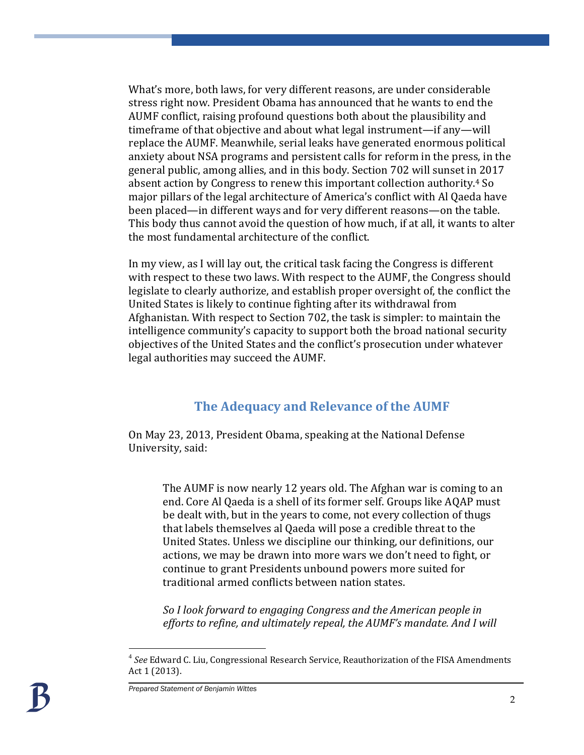What's more, both laws, for very different reasons, are under considerable stress right now. President Obama has announced that he wants to end the AUMF conflict, raising profound questions both about the plausibility and timeframe of that objective and about what legal instrument—if any—will replace the AUMF. Meanwhile, serial leaks have generated enormous political anxiety about NSA programs and persistent calls for reform in the press, in the general public, among allies, and in this body. Section 702 will sunset in 2017 absent action by Congress to renew this important collection authority.[4] So major pillars of the legal architecture of America's conflict with Al Qaeda have been placed—in different ways and for very different reasons—on the table. This body thus cannot avoid the question of how much, if at all, it wants to alter the most fundamental architecture of the conflict.

In my view, as I will lay out, the critical task facing the Congress is different with respect to these two laws. With respect to the AUMF, the Congress should legislate to clearly authorize, and establish proper oversight of, the conflict the United States is likely to continue fighting after its withdrawal from Afghanistan. With respect to Section 702, the task is simpler: to maintain the intelligence community's capacity to support both the broad national security objectives of the United States and the conflict's prosecution under whatever legal authorities may succeed the AUMF.

## The Adequacy and Relevance of the AUMF

On May 23, 2013, President Obama, speaking at the National Defense University, said:

> The AUMF is now nearly 12 years old. The Afghan war is coming to an end. Core Al Qaeda is a shell of its former self. Groups like AQAP must be dealt with, but in the years to come, not every collection of thugs that labels themselves al Qaeda will pose a credible threat to the United States. Unless we discipline our thinking, our definitions, our actions, we may be drawn into more wars we don't need to fight, or continue to grant Presidents unbound powers more suited for traditional armed conflicts between nation states.
>
> *So I look forward to engaging Congress and the American people in efforts to refine, and ultimately repeal, the AUMF's mandate. And I will*

[4] *See* Edward C. Liu, Congressional Research Service, Reauthorization of the FISA Amendments Act 1 (2013).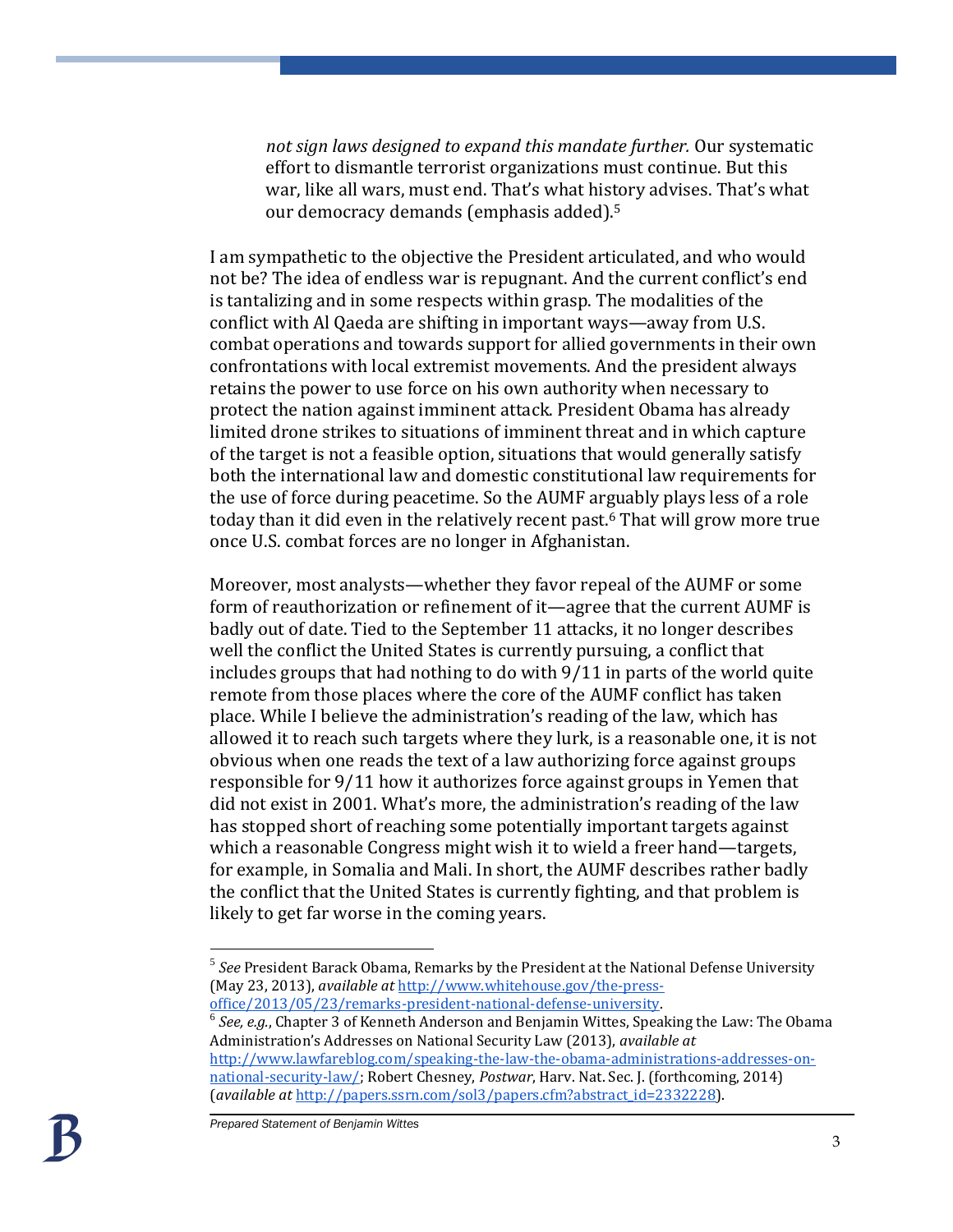> *not sign laws designed to expand this mandate further.* Our systematic effort to dismantle terrorist organizations must continue. But this war, like all wars, must end. That's what history advises. That's what our democracy demands (emphasis added).[5]

I am sympathetic to the objective the President articulated, and who would not be? The idea of endless war is repugnant. And the current conflict's end is tantalizing and in some respects within grasp. The modalities of the conflict with Al Qaeda are shifting in important ways—away from U.S. combat operations and towards support for allied governments in their own confrontations with local extremist movements. And the president always retains the power to use force on his own authority when necessary to protect the nation against imminent attack. President Obama has already limited drone strikes to situations of imminent threat and in which capture of the target is not a feasible option, situations that would generally satisfy both the international law and domestic constitutional law requirements for the use of force during peacetime. So the AUMF arguably plays less of a role today than it did even in the relatively recent past.[6] That will grow more true once U.S. combat forces are no longer in Afghanistan.

Moreover, most analysts—whether they favor repeal of the AUMF or some form of reauthorization or refinement of it—agree that the current AUMF is badly out of date. Tied to the September 11 attacks, it no longer describes well the conflict the United States is currently pursuing, a conflict that includes groups that had nothing to do with 9/11 in parts of the world quite remote from those places where the core of the AUMF conflict has taken place. While I believe the administration's reading of the law, which has allowed it to reach such targets where they lurk, is a reasonable one, it is not obvious when one reads the text of a law authorizing force against groups responsible for 9/11 how it authorizes force against groups in Yemen that did not exist in 2001. What's more, the administration's reading of the law has stopped short of reaching some potentially important targets against which a reasonable Congress might wish it to wield a freer hand—targets, for example, in Somalia and Mali. In short, the AUMF describes rather badly the conflict that the United States is currently fighting, and that problem is likely to get far worse in the coming years.

---

[5] *See* President Barack Obama, Remarks by the President at the National Defense University (May 23, 2013), *available at* http://www.whitehouse.gov/the-press-office/2013/05/23/remarks-president-national-defense-university.

[6] *See, e.g.*, Chapter 3 of Kenneth Anderson and Benjamin Wittes, Speaking the Law: The Obama Administration's Addresses on National Security Law (2013), *available at* http://www.lawfareblog.com/speaking-the-law-the-obama-administrations-addresses-on-national-security-law/; Robert Chesney, *Postwar*, Harv. Nat. Sec. J. (forthcoming, 2014) (*available at* http://papers.ssrn.com/sol3/papers.cfm?abstract_id=2332228).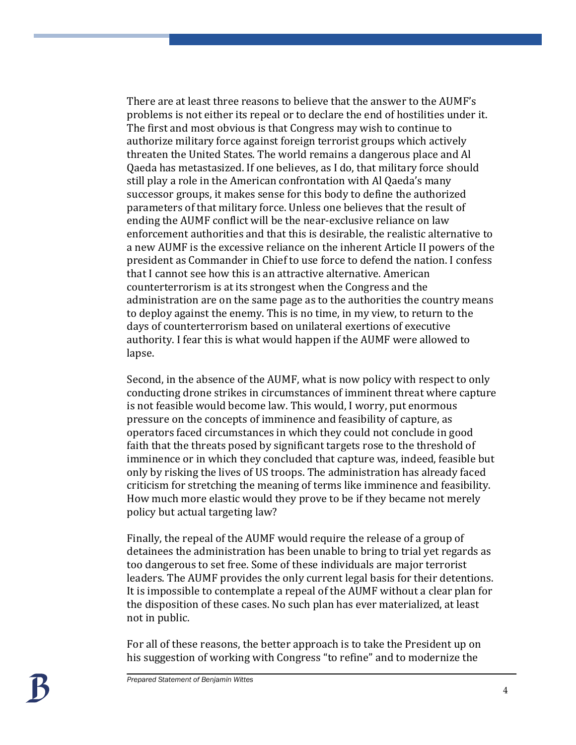There are at least three reasons to believe that the answer to the AUMF's problems is not either its repeal or to declare the end of hostilities under it. The first and most obvious is that Congress may wish to continue to authorize military force against foreign terrorist groups which actively threaten the United States. The world remains a dangerous place and Al Qaeda has metastasized. If one believes, as I do, that military force should still play a role in the American confrontation with Al Qaeda's many successor groups, it makes sense for this body to define the authorized parameters of that military force. Unless one believes that the result of ending the AUMF conflict will be the near-exclusive reliance on law enforcement authorities and that this is desirable, the realistic alternative to a new AUMF is the excessive reliance on the inherent Article II powers of the president as Commander in Chief to use force to defend the nation. I confess that I cannot see how this is an attractive alternative. American counterterrorism is at its strongest when the Congress and the administration are on the same page as to the authorities the country means to deploy against the enemy. This is no time, in my view, to return to the days of counterterrorism based on unilateral exertions of executive authority. I fear this is what would happen if the AUMF were allowed to lapse.

Second, in the absence of the AUMF, what is now policy with respect to only conducting drone strikes in circumstances of imminent threat where capture is not feasible would become law. This would, I worry, put enormous pressure on the concepts of imminence and feasibility of capture, as operators faced circumstances in which they could not conclude in good faith that the threats posed by significant targets rose to the threshold of imminence or in which they concluded that capture was, indeed, feasible but only by risking the lives of US troops. The administration has already faced criticism for stretching the meaning of terms like imminence and feasibility. How much more elastic would they prove to be if they became not merely policy but actual targeting law?

Finally, the repeal of the AUMF would require the release of a group of detainees the administration has been unable to bring to trial yet regards as too dangerous to set free. Some of these individuals are major terrorist leaders. The AUMF provides the only current legal basis for their detentions. It is impossible to contemplate a repeal of the AUMF without a clear plan for the disposition of these cases. No such plan has ever materialized, at least not in public.

For all of these reasons, the better approach is to take the President up on his suggestion of working with Congress "to refine" and to modernize the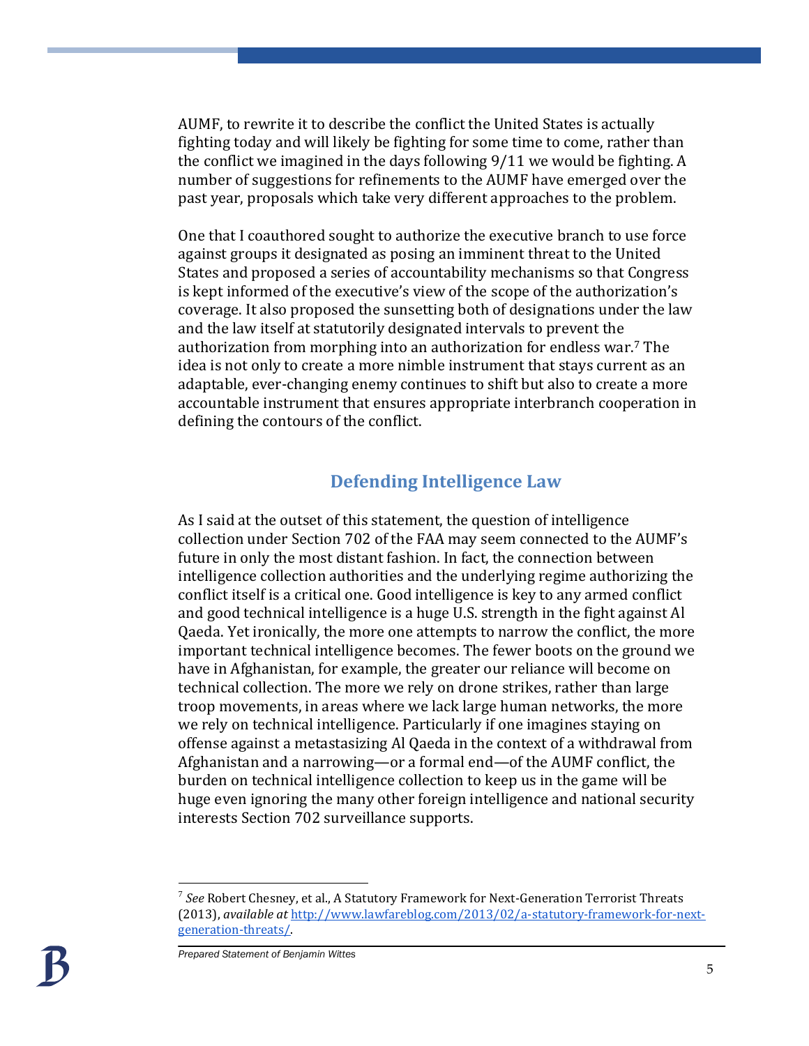AUMF, to rewrite it to describe the conflict the United States is actually fighting today and will likely be fighting for some time to come, rather than the conflict we imagined in the days following 9/11 we would be fighting. A number of suggestions for refinements to the AUMF have emerged over the past year, proposals which take very different approaches to the problem.

One that I coauthored sought to authorize the executive branch to use force against groups it designated as posing an imminent threat to the United States and proposed a series of accountability mechanisms so that Congress is kept informed of the executive's view of the scope of the authorization's coverage. It also proposed the sunsetting both of designations under the law and the law itself at statutorily designated intervals to prevent the authorization from morphing into an authorization for endless war.[7] The idea is not only to create a more nimble instrument that stays current as an adaptable, ever-changing enemy continues to shift but also to create a more accountable instrument that ensures appropriate interbranch cooperation in defining the contours of the conflict.

## Defending Intelligence Law

As I said at the outset of this statement, the question of intelligence collection under Section 702 of the FAA may seem connected to the AUMF's future in only the most distant fashion. In fact, the connection between intelligence collection authorities and the underlying regime authorizing the conflict itself is a critical one. Good intelligence is key to any armed conflict and good technical intelligence is a huge U.S. strength in the fight against Al Qaeda. Yet ironically, the more one attempts to narrow the conflict, the more important technical intelligence becomes. The fewer boots on the ground we have in Afghanistan, for example, the greater our reliance will become on technical collection. The more we rely on drone strikes, rather than large troop movements, in areas where we lack large human networks, the more we rely on technical intelligence. Particularly if one imagines staying on offense against a metastasizing Al Qaeda in the context of a withdrawal from Afghanistan and a narrowing—or a formal end—of the AUMF conflict, the burden on technical intelligence collection to keep us in the game will be huge even ignoring the many other foreign intelligence and national security interests Section 702 surveillance supports.

---

[7] *See* Robert Chesney, et al., A Statutory Framework for Next-Generation Terrorist Threats (2013), *available at* http://www.lawfareblog.com/2013/02/a-statutory-framework-for-next-generation-threats/.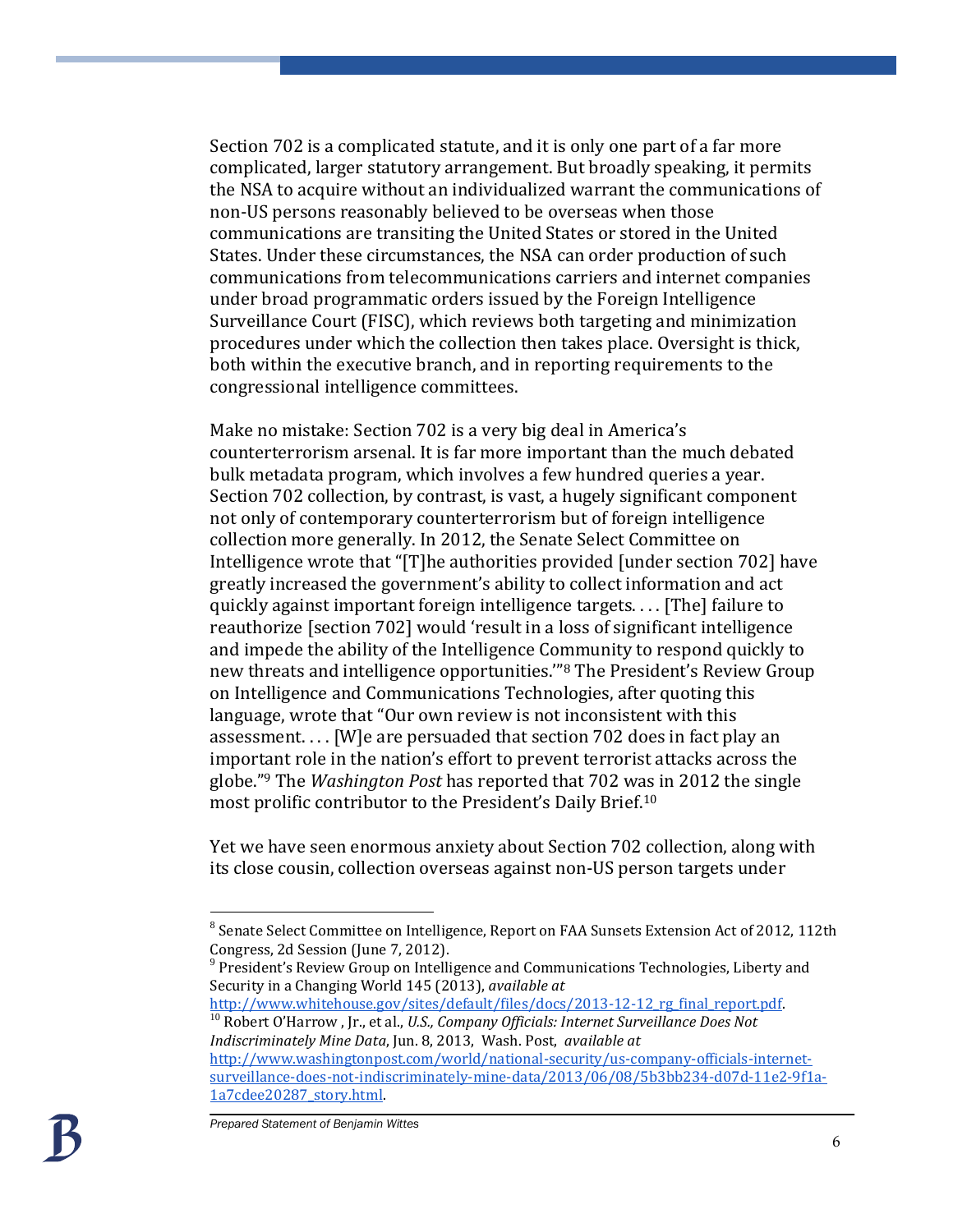Section 702 is a complicated statute, and it is only one part of a far more complicated, larger statutory arrangement. But broadly speaking, it permits the NSA to acquire without an individualized warrant the communications of non-US persons reasonably believed to be overseas when those communications are transiting the United States or stored in the United States. Under these circumstances, the NSA can order production of such communications from telecommunications carriers and internet companies under broad programmatic orders issued by the Foreign Intelligence Surveillance Court (FISC), which reviews both targeting and minimization procedures under which the collection then takes place. Oversight is thick, both within the executive branch, and in reporting requirements to the congressional intelligence committees.

Make no mistake: Section 702 is a very big deal in America's counterterrorism arsenal. It is far more important than the much debated bulk metadata program, which involves a few hundred queries a year. Section 702 collection, by contrast, is vast, a hugely significant component not only of contemporary counterterrorism but of foreign intelligence collection more generally. In 2012, the Senate Select Committee on Intelligence wrote that "[T]he authorities provided [under section 702] have greatly increased the government's ability to collect information and act quickly against important foreign intelligence targets. . . . [The] failure to reauthorize [section 702] would 'result in a loss of significant intelligence and impede the ability of the Intelligence Community to respond quickly to new threats and intelligence opportunities.'"[8] The President's Review Group on Intelligence and Communications Technologies, after quoting this language, wrote that "Our own review is not inconsistent with this assessment. . . . [W]e are persuaded that section 702 does in fact play an important role in the nation's effort to prevent terrorist attacks across the globe."[9] The *Washington Post* has reported that 702 was in 2012 the single most prolific contributor to the President's Daily Brief.[10]

Yet we have seen enormous anxiety about Section 702 collection, along with its close cousin, collection overseas against non-US person targets under

---

[8] Senate Select Committee on Intelligence, Report on FAA Sunsets Extension Act of 2012, 112th Congress, 2d Session (June 7, 2012).

[9] President's Review Group on Intelligence and Communications Technologies, Liberty and Security in a Changing World 145 (2013), *available at* http://www.whitehouse.gov/sites/default/files/docs/2013-12-12_rg_final_report.pdf.

[10] Robert O'Harrow , Jr., et al., *U.S., Company Officials: Internet Surveillance Does Not Indiscriminately Mine Data*, Jun. 8, 2013, Wash. Post, *available at* http://www.washingtonpost.com/world/national-security/us-company-officials-internet-surveillance-does-not-indiscriminately-mine-data/2013/06/08/5b3bb234-d07d-11e2-9f1a-1a7cdee20287_story.html.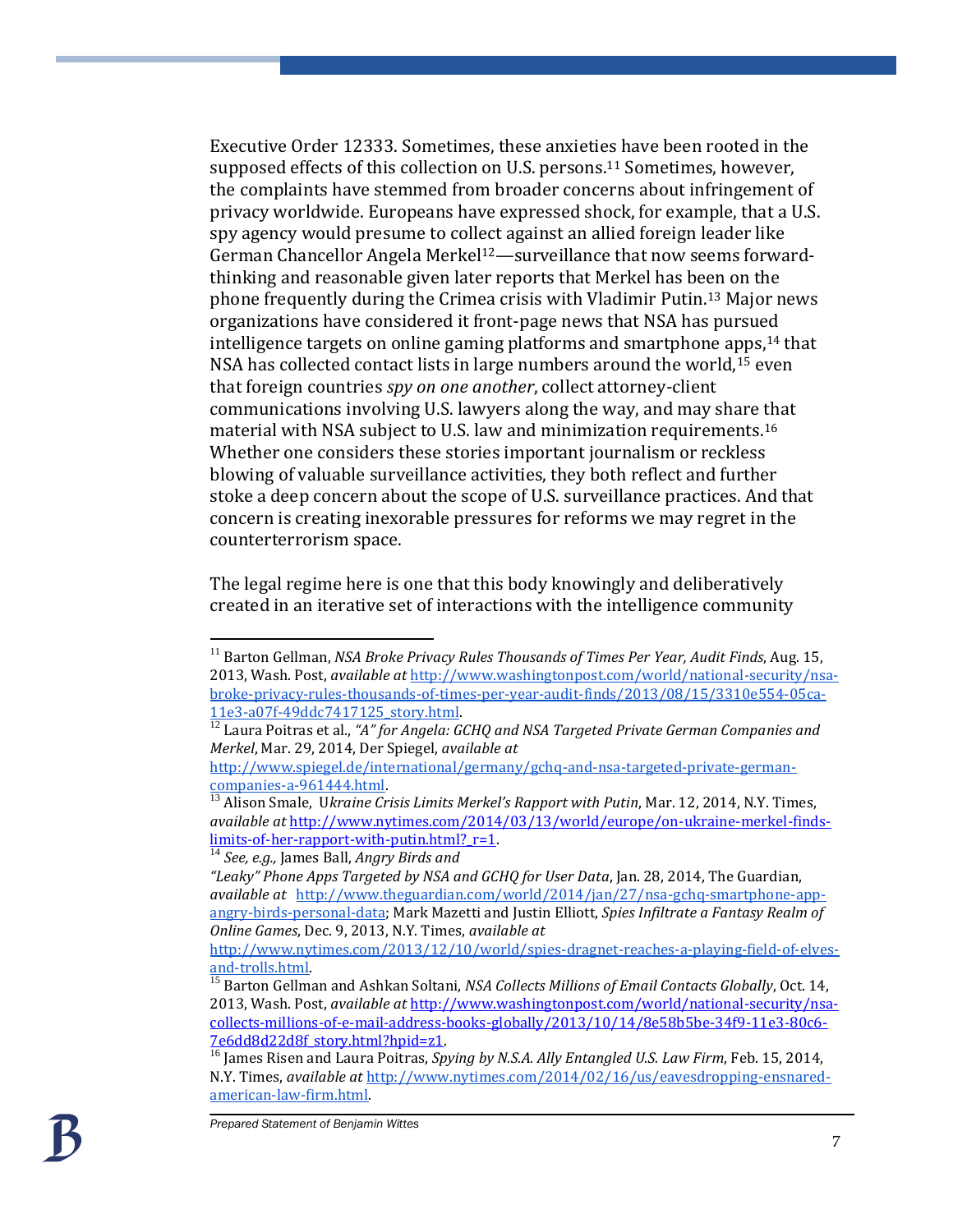Executive Order 12333. Sometimes, these anxieties have been rooted in the supposed effects of this collection on U.S. persons.[11] Sometimes, however, the complaints have stemmed from broader concerns about infringement of privacy worldwide. Europeans have expressed shock, for example, that a U.S. spy agency would presume to collect against an allied foreign leader like German Chancellor Angela Merkel[12]—surveillance that now seems forward-thinking and reasonable given later reports that Merkel has been on the phone frequently during the Crimea crisis with Vladimir Putin.[13] Major news organizations have considered it front-page news that NSA has pursued intelligence targets on online gaming platforms and smartphone apps,[14] that NSA has collected contact lists in large numbers around the world,[15] even that foreign countries *spy on one another*, collect attorney-client communications involving U.S. lawyers along the way, and may share that material with NSA subject to U.S. law and minimization requirements.[16] Whether one considers these stories important journalism or reckless blowing of valuable surveillance activities, they both reflect and further stoke a deep concern about the scope of U.S. surveillance practices. And that concern is creating inexorable pressures for reforms we may regret in the counterterrorism space.

The legal regime here is one that this body knowingly and deliberatively created in an iterative set of interactions with the intelligence community

---

[11] Barton Gellman, *NSA Broke Privacy Rules Thousands of Times Per Year, Audit Finds*, Aug. 15, 2013, Wash. Post, *available at* http://www.washingtonpost.com/world/national-security/nsa-broke-privacy-rules-thousands-of-times-per-year-audit-finds/2013/08/15/3310e554-05ca-11e3-a07f-49ddc7417125_story.html.

[12] Laura Poitras et al., *"A" for Angela: GCHQ and NSA Targeted Private German Companies and Merkel*, Mar. 29, 2014, Der Spiegel, *available at* http://www.spiegel.de/international/germany/gchq-and-nsa-targeted-private-german-companies-a-961444.html.

[13] Alison Smale, U*kraine Crisis Limits Merkel's Rapport with Putin*, Mar. 12, 2014, N.Y. Times, *available at* http://www.nytimes.com/2014/03/13/world/europe/on-ukraine-merkel-finds-limits-of-her-rapport-with-putin.html?_r=1.

[14] *See, e.g.,* James Ball, *Angry Birds and "Leaky" Phone Apps Targeted by NSA and GCHQ for User Data*, Jan. 28, 2014, The Guardian, *available at* http://www.theguardian.com/world/2014/jan/27/nsa-gchq-smartphone-app-angry-birds-personal-data; Mark Mazetti and Justin Elliott, *Spies Infiltrate a Fantasy Realm of Online Games*, Dec. 9, 2013, N.Y. Times, *available at* http://www.nytimes.com/2013/12/10/world/spies-dragnet-reaches-a-playing-field-of-elves-and-trolls.html.

[15] Barton Gellman and Ashkan Soltani, *NSA Collects Millions of Email Contacts Globally*, Oct. 14, 2013, Wash. Post, *available at* http://www.washingtonpost.com/world/national-security/nsa-collects-millions-of-e-mail-address-books-globally/2013/10/14/8e58b5be-34f9-11e3-80c6-7e6dd8d22d8f_story.html?hpid=z1.

[16] James Risen and Laura Poitras, *Spying by N.S.A. Ally Entangled U.S. Law Firm*, Feb. 15, 2014, N.Y. Times, *available at* http://www.nytimes.com/2014/02/16/us/eavesdropping-ensnared-american-law-firm.html.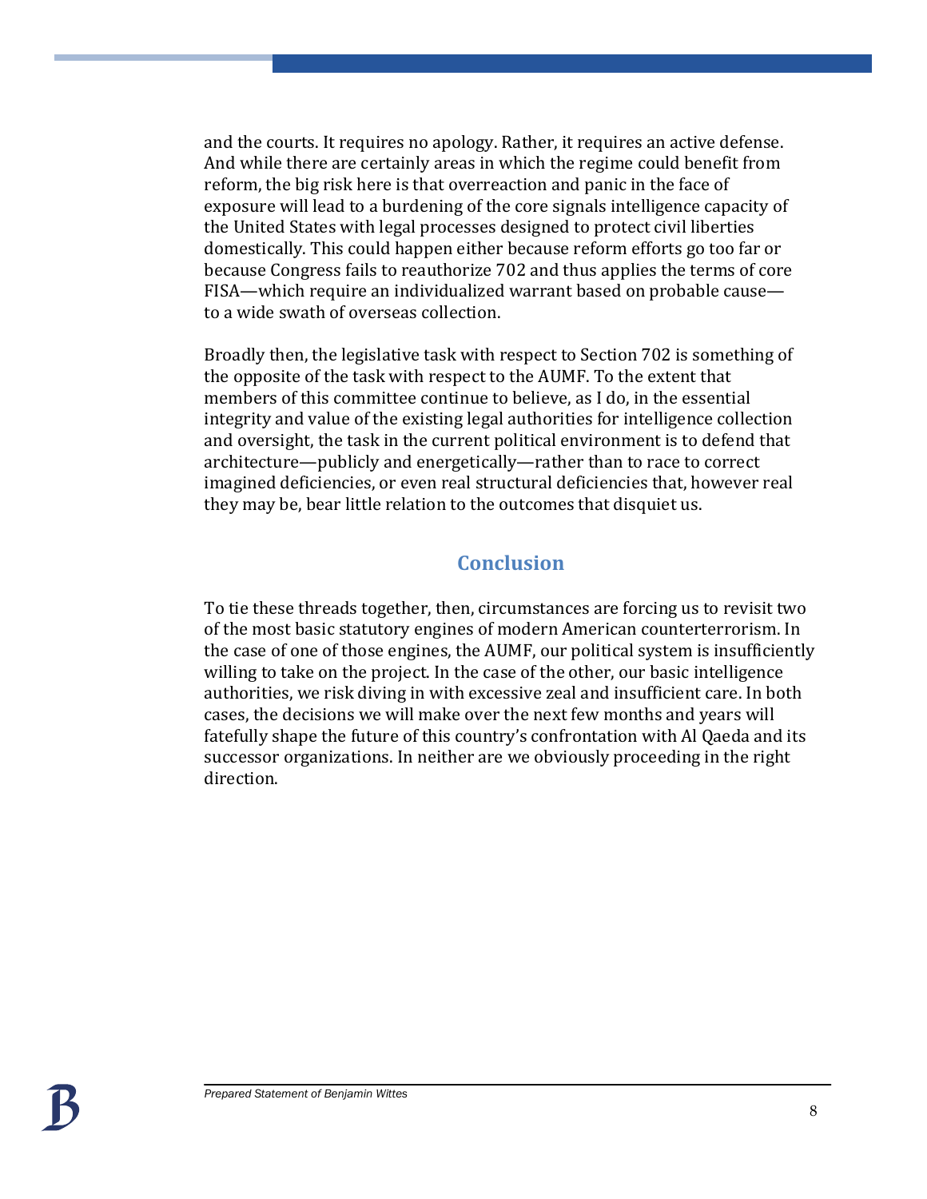and the courts. It requires no apology. Rather, it requires an active defense. And while there are certainly areas in which the regime could benefit from reform, the big risk here is that overreaction and panic in the face of exposure will lead to a burdening of the core signals intelligence capacity of the United States with legal processes designed to protect civil liberties domestically. This could happen either because reform efforts go too far or because Congress fails to reauthorize 702 and thus applies the terms of core FISA—which require an individualized warrant based on probable cause—to a wide swath of overseas collection.

Broadly then, the legislative task with respect to Section 702 is something of the opposite of the task with respect to the AUMF. To the extent that members of this committee continue to believe, as I do, in the essential integrity and value of the existing legal authorities for intelligence collection and oversight, the task in the current political environment is to defend that architecture—publicly and energetically—rather than to race to correct imagined deficiencies, or even real structural deficiencies that, however real they may be, bear little relation to the outcomes that disquiet us.

## Conclusion

To tie these threads together, then, circumstances are forcing us to revisit two of the most basic statutory engines of modern American counterterrorism. In the case of one of those engines, the AUMF, our political system is insufficiently willing to take on the project. In the case of the other, our basic intelligence authorities, we risk diving in with excessive zeal and insufficient care. In both cases, the decisions we will make over the next few months and years will fatefully shape the future of this country's confrontation with Al Qaeda and its successor organizations. In neither are we obviously proceeding in the right direction.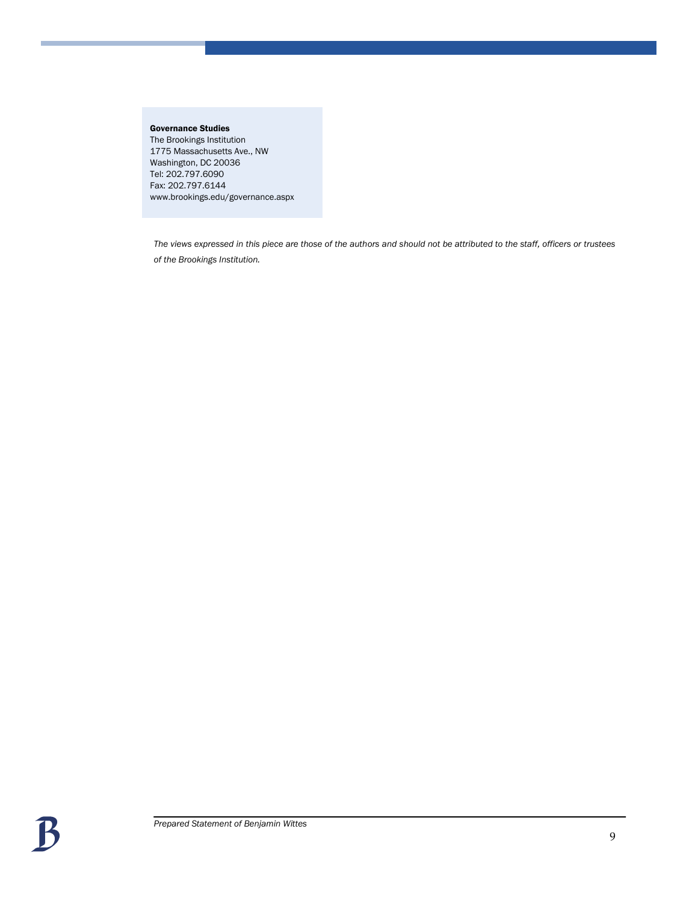**Governance Studies**
The Brookings Institution
1775 Massachusetts Ave., NW
Washington, DC 20036
Tel: 202.797.6090
Fax: 202.797.6144
www.brookings.edu/governance.aspx

*The views expressed in this piece are those of the authors and should not be attributed to the staff, officers or trustees of the Brookings Institution.*